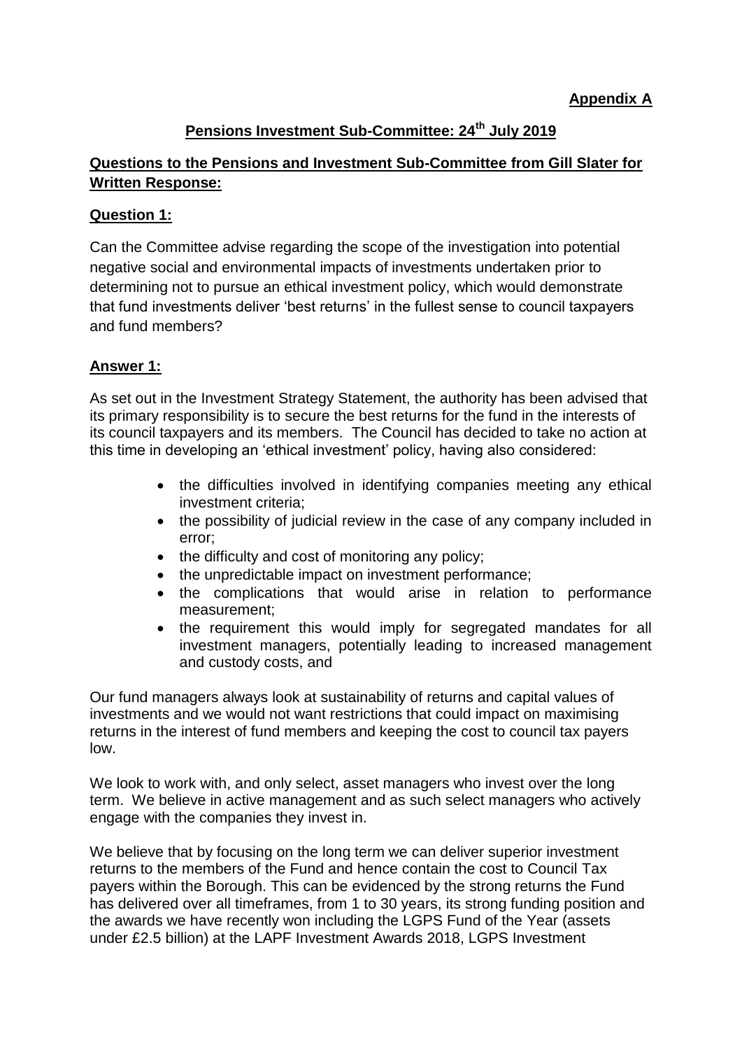**Appendix A**

## Pensions Investment Sub-Committee: 24th July 2019

## Questions to the Pensions and Investment Sub-Committee from Gill Slater for Written Response:

### Question 1:

Can the Committee advise regarding the scope of the investigation into potential negative social and environmental impacts of investments undertaken prior to determining not to pursue an ethical investment policy, which would demonstrate that fund investments deliver 'best returns' in the fullest sense to council taxpayers and fund members?

### Answer 1:

As set out in the Investment Strategy Statement, the authority has been advised that its primary responsibility is to secure the best returns for the fund in the interests of its council taxpayers and its members. The Council has decided to take no action at this time in developing an 'ethical investment' policy, having also considered:

- the difficulties involved in identifying companies meeting any ethical investment criteria;
- the possibility of judicial review in the case of any company included in error;
- the difficulty and cost of monitoring any policy;
- the unpredictable impact on investment performance;
- the complications that would arise in relation to performance measurement;
- the requirement this would imply for segregated mandates for all investment managers, potentially leading to increased management and custody costs, and

Our fund managers always look at sustainability of returns and capital values of investments and we would not want restrictions that could impact on maximising returns in the interest of fund members and keeping the cost to council tax payers low.

We look to work with, and only select, asset managers who invest over the long term. We believe in active management and as such select managers who actively engage with the companies they invest in.

We believe that by focusing on the long term we can deliver superior investment returns to the members of the Fund and hence contain the cost to Council Tax payers within the Borough. This can be evidenced by the strong returns the Fund has delivered over all timeframes, from 1 to 30 years, its strong funding position and the awards we have recently won including the LGPS Fund of the Year (assets under £2.5 billion) at the LAPF Investment Awards 2018, LGPS Investment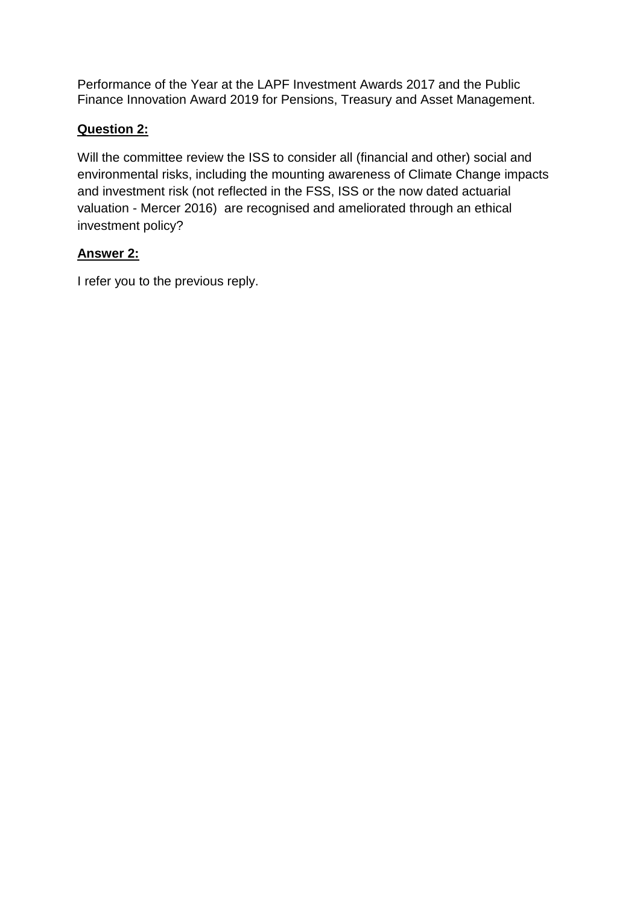Performance of the Year at the LAPF Investment Awards 2017 and the Public Finance Innovation Award 2019 for Pensions, Treasury and Asset Management.

**Question 2:**

Will the committee review the ISS to consider all (financial and other) social and environmental risks, including the mounting awareness of Climate Change impacts and investment risk (not reflected in the FSS, ISS or the now dated actuarial valuation - Mercer 2016) are recognised and ameliorated through an ethical investment policy?

**Answer 2:**

I refer you to the previous reply.